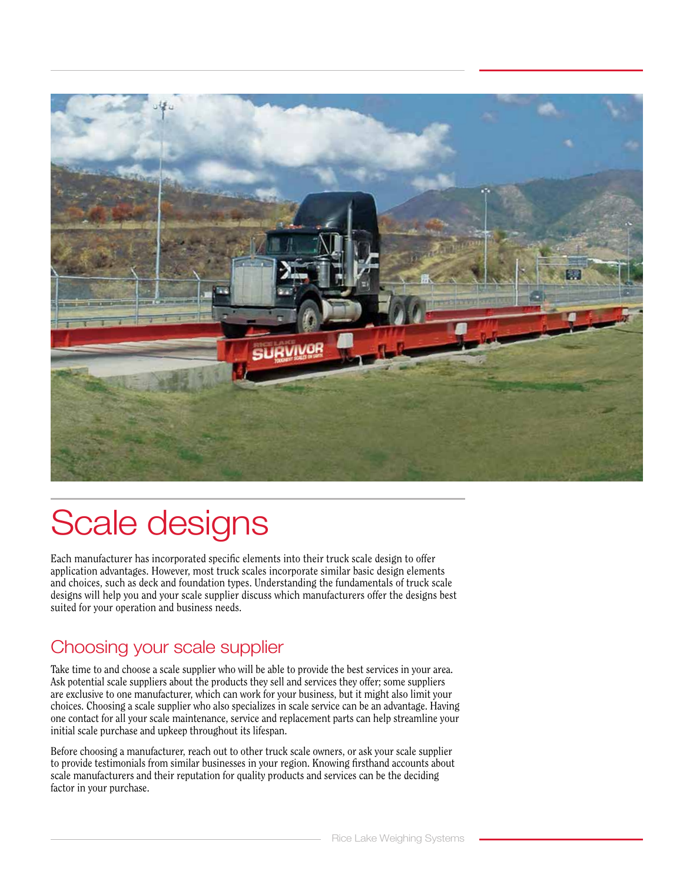# Scale designs

Each manufacturer has incorporated specific elements into their truck scale design to offer application advantages. However, most truck scales incorporate similar basic design elements and choices, such as deck and foundation types. Understanding the fundamentals of truck scale designs will help you and your scale supplier discuss which manufacturers offer the designs best suited for your operation and business needs.

## Choosing your scale supplier

Take time to and choose a scale supplier who will be able to provide the best services in your area. Ask potential scale suppliers about the products they sell and services they offer; some suppliers are exclusive to one manufacturer, which can work for your business, but it might also limit your choices. Choosing a scale supplier who also specializes in scale service can be an advantage. Having one contact for all your scale maintenance, service and replacement parts can help streamline your initial scale purchase and upkeep throughout its lifespan.

Before choosing a manufacturer, reach out to other truck scale owners, or ask your scale supplier to provide testimonials from similar businesses in your region. Knowing firsthand accounts about scale manufacturers and their reputation for quality products and services can be the deciding factor in your purchase.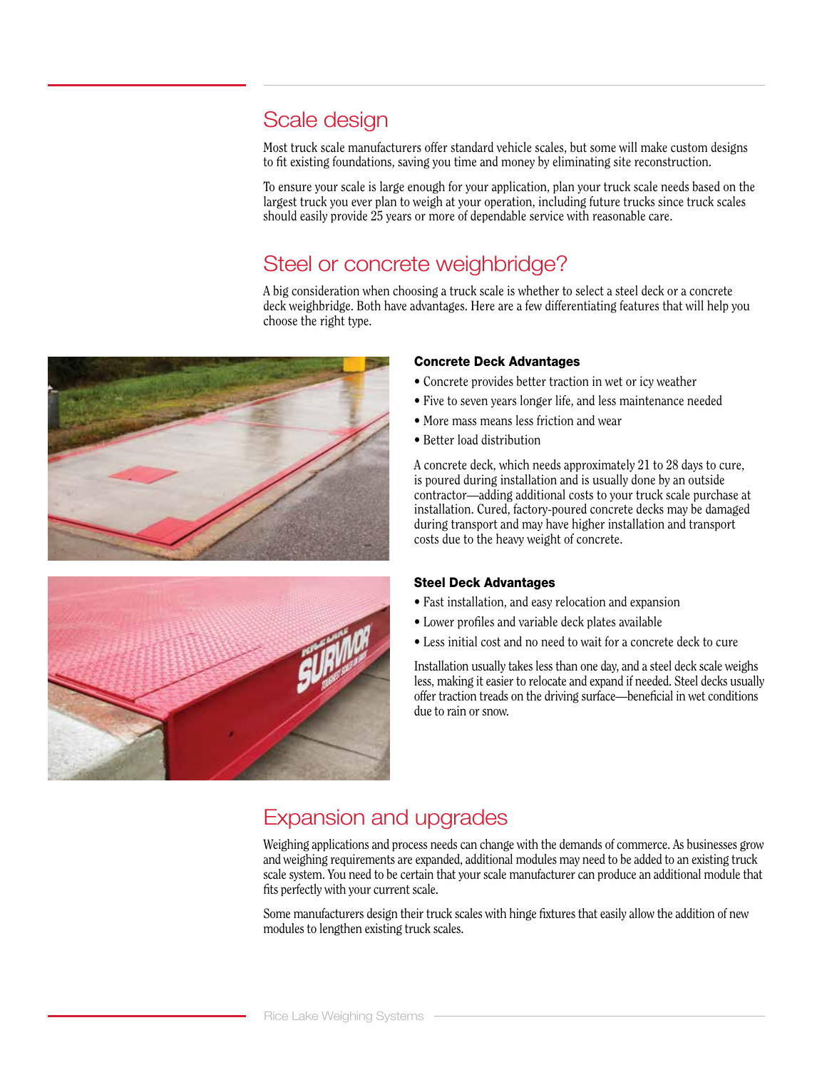## Scale design

Most truck scale manufacturers offer standard vehicle scales, but some will make custom designs to fit existing foundations, saving you time and money by eliminating site reconstruction.

To ensure your scale is large enough for your application, plan your truck scale needs based on the largest truck you ever plan to weigh at your operation, including future trucks since truck scales should easily provide 25 years or more of dependable service with reasonable care.

## Steel or concrete weighbridge?

A big consideration when choosing a truck scale is whether to select a steel deck or a concrete deck weighbridge. Both have advantages. Here are a few differentiating features that will help you choose the right type.

### Concrete Deck Advantages

- Concrete provides better traction in wet or icy weather
- Five to seven years longer life, and less maintenance needed
- More mass means less friction and wear
- Better load distribution

A concrete deck, which needs approximately 21 to 28 days to cure, is poured during installation and is usually done by an outside contractor—adding additional costs to your truck scale purchase at installation. Cured, factory-poured concrete decks may be damaged during transport and may have higher installation and transport costs due to the heavy weight of concrete.

### Steel Deck Advantages

- Fast installation, and easy relocation and expansion
- Lower profiles and variable deck plates available
- Less initial cost and no need to wait for a concrete deck to cure

Installation usually takes less than one day, and a steel deck scale weighs less, making it easier to relocate and expand if needed. Steel decks usually offer traction treads on the driving surface—beneficial in wet conditions due to rain or snow.

## Expansion and upgrades

Weighing applications and process needs can change with the demands of commerce. As businesses grow and weighing requirements are expanded, additional modules may need to be added to an existing truck scale system. You need to be certain that your scale manufacturer can produce an additional module that fits perfectly with your current scale.

Some manufacturers design their truck scales with hinge fixtures that easily allow the addition of new modules to lengthen existing truck scales.